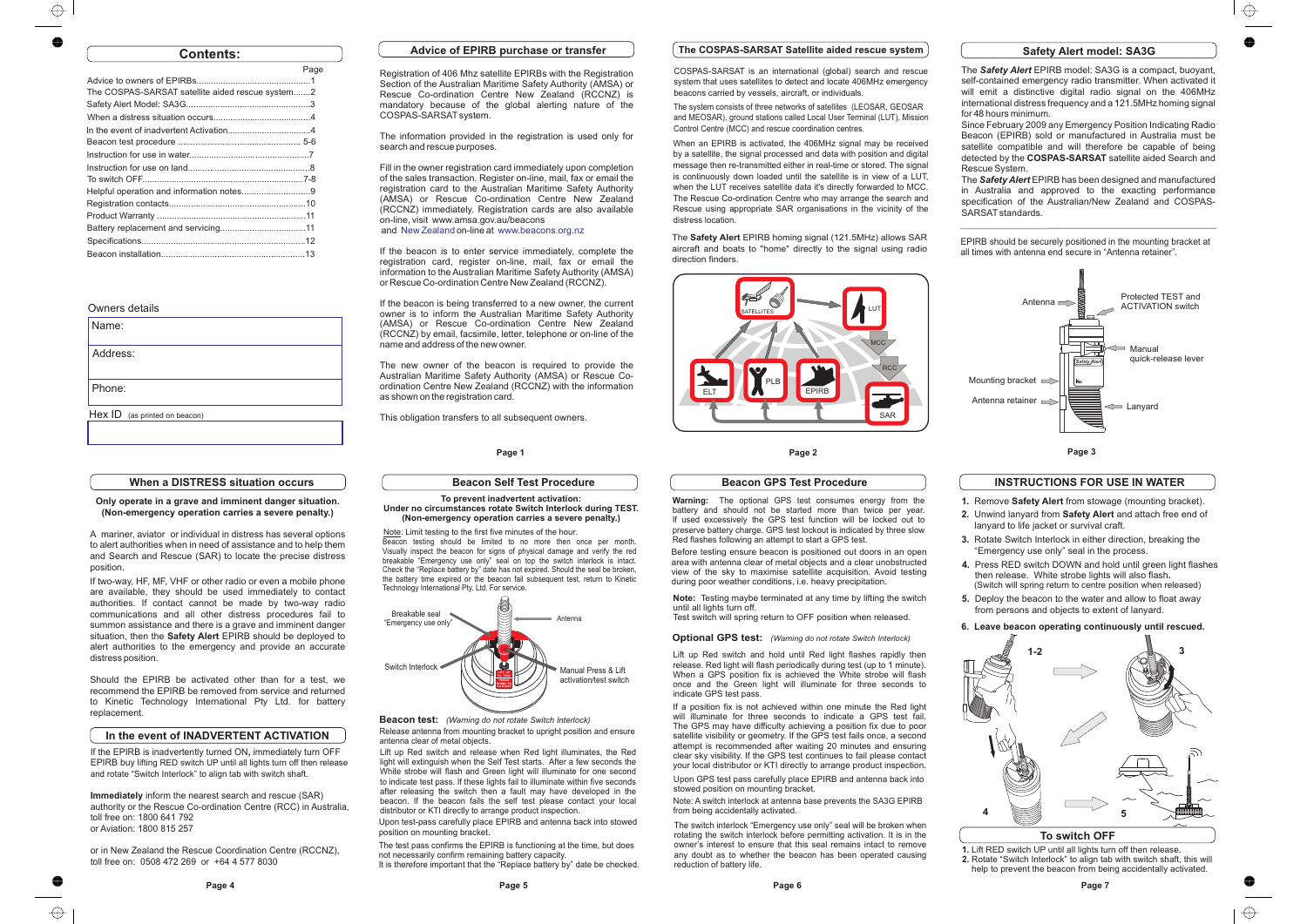## Contents:

| | Page |
|---|---|
| Advice to owners of EPIRBs | 1 |
| The COSPAS-SARSAT satellite aided rescue system | 2 |
| Safety Alert Model: SA3G | 3 |
| When a distress situation occurs | 4 |
| In the event of inadvertent Activation | 4 |
| Beacon test procedure | 5-6 |
| Instruction for use in water | 7 |
| Instruction for use on land | 8 |
| To switch OFF | 7-8 |
| Helpful operation and information notes | 9 |
| Registration contacts | 10 |
| Product Warranty | 11 |
| Battery replacement and servicing | 11 |
| Specifications | 12 |
| Beacon installation | 13 |

Owners details

| |
|---|
| Name: |
| Address: |
| Phone: |

Hex ID (as printed on beacon)

| |
|---|
| |

## Advice of EPIRB purchase or transfer

Registration of 406 Mhz satellite EPIRBs with the Registration Section of the Australian Maritime Safety Authority (AMSA) or Rescue Co-ordination Centre New Zealand (RCCNZ) is mandatory because of the global alerting nature of the COSPAS-SARSAT system.

The information provided in the registration is used only for search and rescue purposes.

Fill in the owner registration card immediately upon completion of the sales transaction. Register on-line, mail, fax or email the registration card to the Australian Maritime Safety Authority (AMSA) or Rescue Co-ordination Centre New Zealand (RCCNZ) immediately. Registration cards are also available on-line, visit www.amsa.gov.au/beacons and New Zealand on-line at www.beacons.org.nz

If the beacon is to enter service immediately, complete the registration card, register on-line, mail, fax or email the information to the Australian Maritime Safety Authority (AMSA) or Rescue Co-ordination Centre New Zealand (RCCNZ).

If the beacon is being transferred to a new owner, the current owner is to inform the Australian Maritime Safety Authority (AMSA) or Rescue Co-ordination Centre New Zealand (RCCNZ) by email, facsimile, letter, telephone or on-line of the name and address of the new owner.

The new owner of the beacon is required to provide the Australian Maritime Safety Authority (AMSA) or Rescue Co-ordination Centre New Zealand (RCCNZ) with the information as shown on the registration card.

This obligation transfers to all subsequent owners.

## The COSPAS-SARSAT Satellite aided rescue system

COSPAS-SARSAT is an international (global) search and rescue system that uses satellites to detect and locate 406MHz emergency beacons carried by vessels, aircraft, or individuals.

The system consists of three networks of satellites (LEOSAR, GEOSAR and MEOSAR), ground stations called Local User Terminal (LUT), Mission Control Centre (MCC) and rescue coordination centres.

When an EPIRB is activated, the 406MHz signal may be received by a satellite, the signal processed and data with position and digital message then re-transmitted either in real-time or stored. The signal is continuously down loaded until the satellite is in view of a LUT, when the LUT receives satellite data it's directly forwarded to MCC. The Rescue Co-ordination Centre who may arrange the search and Rescue using appropriate SAR organisations in the vicinity of the distress location.

The **Safety Alert** EPIRB homing signal (121.5MHz) allows SAR aircraft and boats to "home" directly to the signal using radio direction finders.

## Safety Alert model: SA3G

The ***Safety Alert*** EPIRB model: SA3G is a compact, buoyant, self-contained emergency radio transmitter. When activated it will emit a distinctive digital radio signal on the 406MHz international distress frequency and a 121.5MHz homing signal for 48 hours minimum.

Since February 2009 any Emergency Position Indicating Radio Beacon (EPIRB) sold or manufactured in Australia must be satellite compatible and will therefore be capable of being detected by the **COSPAS-SARSAT** satellite aided Search and Rescue System.

The ***Safety Alert*** EPIRB has been designed and manufactured in Australia and approved to the exacting performance specification of the Australian/New Zealand and COSPAS-SARSAT standards.

EPIRB should be securely positioned in the mounting bracket at all times with antenna end secure in "Antenna retainer".

## When a DISTRESS situation occurs

**Only operate in a grave and imminent danger situation. (Non-emergency operation carries a severe penalty.)**

A mariner, aviator or individual in distress has several options to alert authorities when in need of assistance and to help them and Search and Rescue (SAR) to locate the precise distress position.

If two-way, HF, MF, VHF or other radio or even a mobile phone are available, they should be used immediately to contact authorities. If contact cannot be made by two-way radio communications and all other distress procedures fail to summon assistance and there is a grave and imminent danger situation, then the **Safety Alert** EPIRB should be deployed to alert authorities to the emergency and provide an accurate distress position.

Should the EPIRB be activated other than for a test, we recommend the EPIRB be removed from service and returned to Kinetic Technology International Pty Ltd. for battery replacement.

## In the event of INADVERTENT ACTIVATION

If the EPIRB is inadvertently turned ON, immediately turn OFF EPIRB buy lifting RED switch UP until all lights turn off then release and rotate "Switch Interlock" to align tab with switch shaft.

**Immediately** inform the nearest search and rescue (SAR) authority or the Rescue Co-ordination Centre (RCC) in Australia, toll free on: 1800 641 792
or Aviation: 1800 815 257

or in New Zealand the Rescue Coordination Centre (RCCNZ), toll free on: 0508 472 269 or +64 4 577 8030

## Beacon Self Test Procedure

**To prevent inadvertent activation:**
**Under no circumstances rotate Switch Interlock during TEST. (Non-emergency operation carries a severe penalty.)**

Note: Limit testing to the first five minutes of the hour.
Beacon testing should be limited to no more then once per month. Visually inspect the beacon for signs of physical damage and verify the red breakable "Emergency use only" seal on top the switch interlock is intact. Check the "Replace battery by" date has not expired. Should the seal be broken, the battery time expired or the beacon fail subsequent test, return to Kinetic Technology International Pty. Ltd. For service.

**Beacon test:** *(Warning do not rotate Switch Interlock)*
Release antenna from mounting bracket to upright position and ensure antenna clear of metal objects.

Lift up Red switch and release when Red light illuminates, the Red light will extinguish when the Self Test starts. After a few seconds the White strobe will flash and Green light will illuminate for one second to indicate test pass. If these lights fail to illuminate within five seconds after releasing the switch then a fault may have developed in the beacon. If the beacon fails the self test please contact your local distributor or KTI directly to arrange product inspection.

Upon test-pass carefully place EPIRB and antenna back into stowed position on mounting bracket.

The test pass confirms the EPIRB is functioning at the time, but does not necessarily confirm remaining battery capacity.
It is therefore important that the "Replace battery by" date be checked.

## Beacon GPS Test Procedure

**Warning:** The optional GPS test consumes energy from the battery and should not be started more than twice per year. If used excessively the GPS test function will be locked out to preserve battery charge. GPS test lockout is indicated by three slow Red flashes following an attempt to start a GPS test.

Before testing ensure beacon is positioned out doors in an open area with antenna clear of metal objects and a clear unobstructed view of the sky to maximise satellite acquisition. Avoid testing during poor weather conditions, i.e. heavy precipitation.

**Note:** Testing maybe terminated at any time by lifting the switch until all lights turn off.
Test switch will spring return to OFF position when released.

**Optional GPS test:** *(Warning do not rotate Switch Interlock)*

Lift up Red switch and hold until Red light flashes rapidly then release. Red light will flash periodically during test (up to 1 minute). When a GPS position fix is achieved the White strobe will flash once and the Green light will illuminate for three seconds to indicate GPS test pass.

If a position fix is not achieved within one minute the Red light will illuminate for three seconds to indicate a GPS test fail. The GPS may have difficulty achieving a position fix due to poor satellite visibility or geometry. If the GPS test fails once, a second attempt is recommended after waiting 20 minutes and ensuring clear sky visibility. If the GPS test continues to fail please contact your local distributor or KTI directly to arrange product inspection.

Upon GPS test pass carefully place EPIRB and antenna back into stowed position on mounting bracket.

Note: A switch interlock at antenna base prevents the SA3G EPIRB from being accidentally activated.

The switch interlock "Emergency use only" seal will be broken when rotating the switch interlock before permitting activation. It is in the owner's interest to ensure that this seal remains intact to remove any doubt as to whether the beacon has been operated causing reduction of battery life.

## INSTRUCTIONS FOR USE IN WATER

1. Remove **Safety Alert** from stowage (mounting bracket).
2. Unwind lanyard from **Safety Alert** and attach free end of lanyard to life jacket or survival craft.
3. Rotate Switch Interlock in either direction, breaking the "Emergency use only" seal in the process.
4. Press RED switch DOWN and hold until green light flashes then release. White strobe lights will also flash. (Switch will spring return to centre position when released)
5. Deploy the beacon to the water and allow to float away from persons and objects to extent of lanyard.
6. **Leave beacon operating continuously until rescued.**

## To switch OFF

1. Lift RED switch UP until all lights turn off then release.
2. Rotate "Switch Interlock" to align tab with switch shaft, this will help to prevent the beacon from being accidentally activated.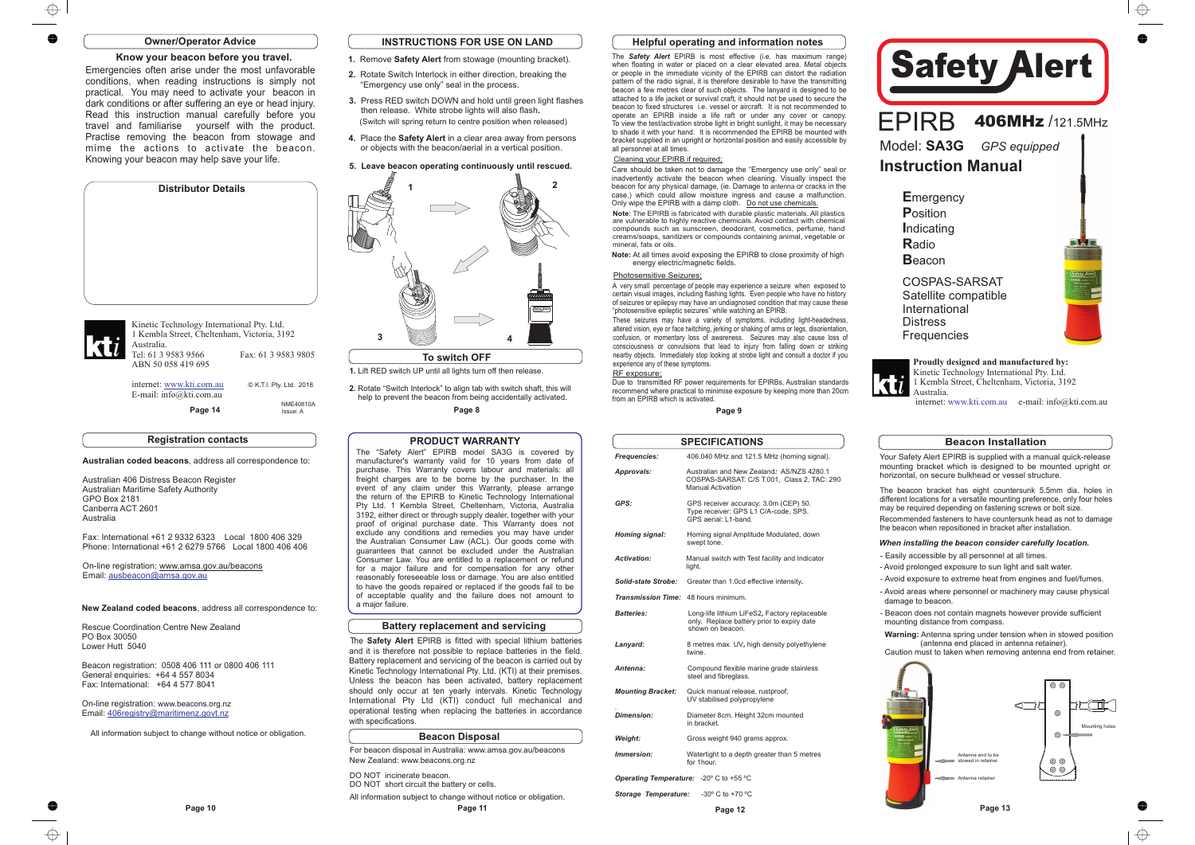## Owner/Operator Advice

**Know your beacon before you travel.**

Emergencies often arise under the most unfavorable conditions, when reading instructions is simply not practical. You may need to activate your beacon in dark conditions or after suffering an eye or head injury. Read this instruction manual carefully before you travel and familiarise yourself with the product. Practise removing the beacon from stowage and mime the actions to activate the beacon. Knowing your beacon may help save your life.

### Distributor Details

Kinetic Technology International Pty. Ltd.
1 Kembla Street, Cheltenham, Victoria, 3192
Australia.
Tel: 61 3 9583 9566 Fax: 61 3 9583 9805
ABN 50 058 419 695

internet: www.kti.com.au © K.T.I. Pty. Ltd. 2018
E-mail: info@kti.com.au

NME40810A
Issue: A

## INSTRUCTIONS FOR USE ON LAND

1. Remove **Safety Alert** from stowage (mounting bracket).
2. Rotate Switch Interlock in either direction, breaking the "Emergency use only" seal in the process.
3. Press RED switch DOWN and hold until green light flashes then release. White strobe lights will also flash. (Switch will spring return to centre position when released)
4. Place the **Safety Alert** in a clear area away from persons or objects with the beacon/aerial in a vertical position.
5. **Leave beacon operating continuously until rescued.**

1 2 3 4

### To switch OFF

1. Lift RED switch UP until all lights turn off then release.
2. Rotate "Switch Interlock" to align tab with switch shaft, this will help to prevent the beacon from being accidentally activated.

## Helpful operating and information notes

The ***Safety Alert*** EPIRB is most effective (i.e. has maximum range) when floating in water or placed on a clear elevated area. Metal objects or people in the immediate vicinity of the EPIRB can distort the radiation pattern of the radio signal, it is therefore desirable to have the transmitting beacon a few metres clear of such objects. The lanyard is designed to be attached to a life jacket or survival craft, it should not be used to secure the beacon to fixed structures i.e. vessel or aircraft. It is not recommended to operate an EPIRB inside a life raft or under any cover or canopy. To view the test/activation strobe light in bright sunlight, it may be necessary to shade it with your hand. It is recommended the EPIRB be mounted with bracket supplied in an upright or horizontal position and easily accessible by all personnel at all times.

Cleaning your EPIRB if required;

Care should be taken not to damage the "Emergency use only" seal or inadvertently activate the beacon when cleaning. Visually inspect the beacon for any physical damage, (ie. Damage to antenna or cracks in the case.) which could allow moisture ingress and cause a malfunction. Only wipe the EPIRB with a damp cloth. Do not use chemicals.

**Note**: The EPIRB is fabricated with durable plastic materials. All plastics are vulnerable to highly reactive chemicals. Avoid contact with chemical compounds such as sunscreen, deodorant, cosmetics, perfume, hand creams/soaps, sanitizers or compounds containing animal, vegetable or mineral, fats or oils.

**Note:** At all times avoid exposing the EPIRB to close proximity of high energy electric/magnetic fields.

Photosensitive Seizures;

A very small percentage of people may experience a seizure when exposed to certain visual images, including flashing lights. Even people who have no history of seizures or epilepsy may have an undiagnosed condition that may cause these "photosensitive epileptic seizures" while watching an EPIRB.

These seizures may have a variety of symptoms, including light-headedness, altered vision, eye or face twitching, jerking or shaking of arms or legs, disorientation, confusion, or momentary loss of awareness. Seizures may also cause loss of consciousness or convulsions that lead to injury from falling down or striking nearby objects. Immediately stop looking at strobe light and consult a doctor if you experience any of these symptoms.

RF exposure;

Due to transmitted RF power requirements for EPIRBs, Australian standards recommend where practical to minimise exposure by keeping more than 20cm from an EPIRB which is activated.

# Safety Alert

## EPIRB 406MHz /121.5MHz

Model: **SA3G** *GPS equipped*

## Instruction Manual

**E**mergency
**P**osition
**I**ndicating
**R**adio
**B**eacon

COSPAS-SARSAT
Satellite compatible
International
Distress
Frequencies

**Proudly designed and manufactured by:**
Kinetic Technology International Pty. Ltd.
1 Kembla Street, Cheltenham, Victoria, 3192
Australia.
internet: www.kti.com.au e-mail: info@kti.com.au

## Registration contacts

**Australian coded beacons**, address all correspondence to:

Australian 406 Distress Beacon Register
Australian Maritime Safety Authority
GPO Box 2181
Canberra ACT 2601
Australia

Fax: International +61 2 9332 6323 Local 1800 406 329
Phone: International +61 2 6279 5766 Local 1800 406 406

On-line registration: www.amsa.gov.au/beacons
Email: ausbeacon@amsa.gov.au

**New Zealand coded beacons**, address all correspondence to:

Rescue Coordination Centre New Zealand
PO Box 30050
Lower Hutt 5040

Beacon registration: 0508 406 111 or 0800 406 111
General enquiries: +64 4 557 8034
Fax: International: +64 4 577 8041

On-line registration: www.beacons.org.nz
Email: 406registry@maritimenz.govt.nz

All information subject to change without notice or obligation.

## PRODUCT WARRANTY

The "Safety Alert" EPIRB model SA3G is covered by manufacturer's warranty valid for 10 years from date of purchase. This Warranty covers labour and materials: all freight charges are to be borne by the purchaser. In the event of any claim under this Warranty, please arrange the return of the EPIRB to Kinetic Technology International Pty Ltd. 1 Kembla Street, Cheltenham, Victoria, Australia 3192, either direct or through supply dealer, together with your proof of original purchase date. This Warranty does not exclude any conditions and remedies you may have under the Australian Consumer Law (ACL). Our goods come with guarantees that cannot be excluded under the Australian Consumer Law. You are entitled to a replacement or refund for a major failure and for compensation for any other reasonably foreseeable loss or damage. You are also entitled to have the goods repaired or replaced if the goods fail to be of acceptable quality and the failure does not amount to a major failure.

## Battery replacement and servicing

The **Safety Alert** EPIRB is fitted with special lithium batteries and it is therefore not possible to replace batteries in the field. Battery replacement and servicing of the beacon is carried out by Kinetic Technology International Pty. Ltd. (KTI) at their premises. Unless the beacon has been activated, battery replacement should only occur at ten yearly intervals. Kinetic Technology International Pty Ltd (KTI) conduct full mechanical and operational testing when replacing the batteries in accordance with specifications.

## Beacon Disposal

For beacon disposal in Australia: www.amsa.gov.au/beacons
New Zealand: www.beacons.org.nz

DO NOT incinerate beacon.
DO NOT short circuit the battery or cells.

All information subject to change without notice or obligation.

## SPECIFICATIONS

| | |
|---|---|
| *Frequencies:* | 406.040 MHz and 121.5 MHz (homing signal). |
| *Approvals:* | Australian and New Zealand: AS/NZS 4280.1 COSPAS-SARSAT: C/S T.001, Class 2, TAC: 290 Manual Activation |
| *GPS:* | GPS receiver accuracy: 3.0m (CEP) 50. Type receiver: GPS L1 C/A-code, SPS. GPS aerial: L1-band. |
| *Homing signal:* | Homing signal Amplitude Modulated, down swept tone. |
| *Activation:* | Manual switch with Test facility and Indicator light. |
| *Solid-state Strobe:* | Greater than 1.0cd effective intensity. |
| *Transmission Time:* | 48 hours minimum. |
| *Batteries:* | Long-life lithium LiFeS2. Factory replaceable only. Replace battery prior to expiry date shown on beacon. |
| *Lanyard:* | 8 metres max. UV, high density polyethylene twine. |
| *Antenna:* | Compound flexible marine grade stainless steel and fibreglass. |
| *Mounting Bracket:* | Quick manual release, rustproof, UV stabilised polypropylene |
| *Dimension:* | Diameter 8cm. Height 32cm mounted in bracket. |
| *Weight:* | Gross weight 940 grams approx. |
| *Immersion:* | Watertight to a depth greater than 5 metres for 1hour. |
| *Operating Temperature:* | -20º C to +55 ºC |
| *Storage Temperature:* | -30º C to +70 ºC |

## Beacon Installation

Your Safety Alert EPIRB is supplied with a manual quick-release mounting bracket which is designed to be mounted upright or horizontal, on secure bulkhead or vessel structure.

The beacon bracket has eight countersunk 5.5mm dia. holes in different locations for a versatile mounting preference, only four holes may be required depending on fastening screws or bolt size.

Recommended fasteners to have countersunk head as not to damage the beacon when repositioned in bracket after installation.

***When installing the beacon consider carefully location.***

- Easily accessible by all personnel at all times.
- Avoid prolonged exposure to sun light and salt water.
- Avoid exposure to extreme heat from engines and fuel/fumes.
- Avoid areas where personnel or machinery may cause physical damage to beacon.
- Beacon does not contain magnets however provide sufficient mounting distance from compass.

**Warning:** Antenna spring under tension when in stowed position (antenna end placed in antenna retainer).
Caution must to taken when removing antenna end from retainer.

Antenna end to be stowed in retainer.
Antenna retainer
Mounting holes